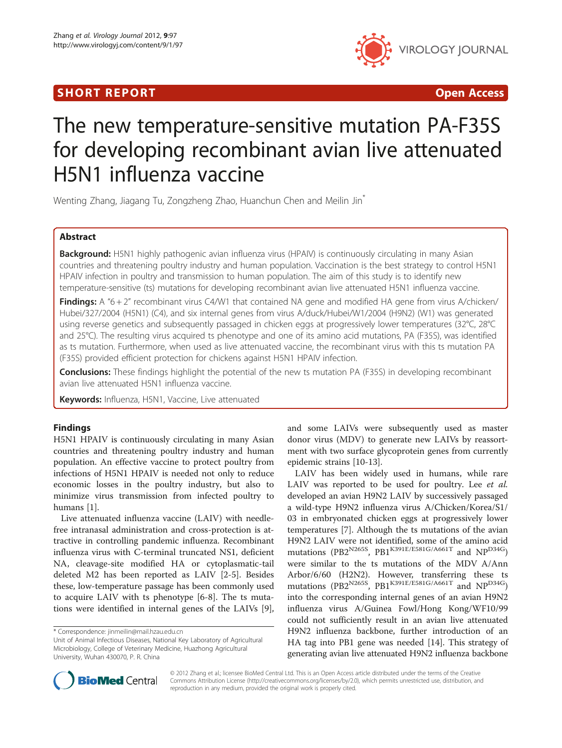SHORT REPORT Open Access

# The new temperature-sensitive mutation PA-F35S for developing recombinant avian live attenuated H5N1 influenza vaccine

Wenting Zhang, Jiagang Tu, Zongzheng Zhao, Huanchun Chen and Meilin Jin*

## Abstract

**Background:** H5N1 highly pathogenic avian influenza virus (HPAIV) is continuously circulating in many Asian countries and threatening poultry industry and human population. Vaccination is the best strategy to control H5N1 HPAIV infection in poultry and transmission to human population. The aim of this study is to identify new temperature-sensitive (ts) mutations for developing recombinant avian live attenuated H5N1 influenza vaccine.

**Findings:** A "6 + 2" recombinant virus C4/W1 that contained NA gene and modified HA gene from virus A/chicken/Hubei/327/2004 (H5N1) (C4), and six internal genes from virus A/duck/Hubei/W1/2004 (H9N2) (W1) was generated using reverse genetics and subsequently passaged in chicken eggs at progressively lower temperatures (32°C, 28°C and 25°C). The resulting virus acquired ts phenotype and one of its amino acid mutations, PA (F35S), was identified as ts mutation. Furthermore, when used as live attenuated vaccine, the recombinant virus with this ts mutation PA (F35S) provided efficient protection for chickens against H5N1 HPAIV infection.

**Conclusions:** These findings highlight the potential of the new ts mutation PA (F35S) in developing recombinant avian live attenuated H5N1 influenza vaccine.

**Keywords:** Influenza, H5N1, Vaccine, Live attenuated

## Findings

H5N1 HPAIV is continuously circulating in many Asian countries and threatening poultry industry and human population. An effective vaccine to protect poultry from infections of H5N1 HPAIV is needed not only to reduce economic losses in the poultry industry, but also to minimize virus transmission from infected poultry to humans [1].

Live attenuated influenza vaccine (LAIV) with needle-free intranasal administration and cross-protection is attractive in controlling pandemic influenza. Recombinant influenza virus with C-terminal truncated NS1, deficient NA, cleavage-site modified HA or cytoplasmatic-tail deleted M2 has been reported as LAIV [2-5]. Besides these, low-temperature passage has been commonly used to acquire LAIV with ts phenotype [6-8]. The ts mutations were identified in internal genes of the LAIVs [9], and some LAIVs were subsequently used as master donor virus (MDV) to generate new LAIVs by reassortment with two surface glycoprotein genes from currently epidemic strains [10-13].

LAIV has been widely used in humans, while rare LAIV was reported to be used for poultry. Lee *et al.* developed an avian H9N2 LAIV by successively passaged a wild-type H9N2 influenza virus A/Chicken/Korea/S1/03 in embryonated chicken eggs at progressively lower temperatures [7]. Although the ts mutations of the avian H9N2 LAIV were not identified, some of the amino acid mutations ($PB2^{N265S}$, $PB1^{K391E/E581G/A661T}$ and $NP^{D34G}$) were similar to the ts mutations of the MDV A/Ann Arbor/6/60 (H2N2). However, transferring these ts mutations ($PB2^{N265S}$, $PB1^{K391E/E581G/A661T}$ and $NP^{D34G}$) into the corresponding internal genes of an avian H9N2 influenza virus A/Guinea Fowl/Hong Kong/WF10/99 could not sufficiently result in an avian live attenuated H9N2 influenza backbone, further introduction of an HA tag into PB1 gene was needed [14]. This strategy of generating avian live attenuated H9N2 influenza backbone

* Correspondence: jinmeilin@mail.hzau.edu.cn
Unit of Animal Infectious Diseases, National Key Laboratory of Agricultural Microbiology, College of Veterinary Medicine, Huazhong Agricultural University, Wuhan 430070, P. R. China

© 2012 Zhang et al.; licensee BioMed Central Ltd. This is an Open Access article distributed under the terms of the Creative Commons Attribution License (http://creativecommons.org/licenses/by/2.0), which permits unrestricted use, distribution, and reproduction in any medium, provided the original work is properly cited.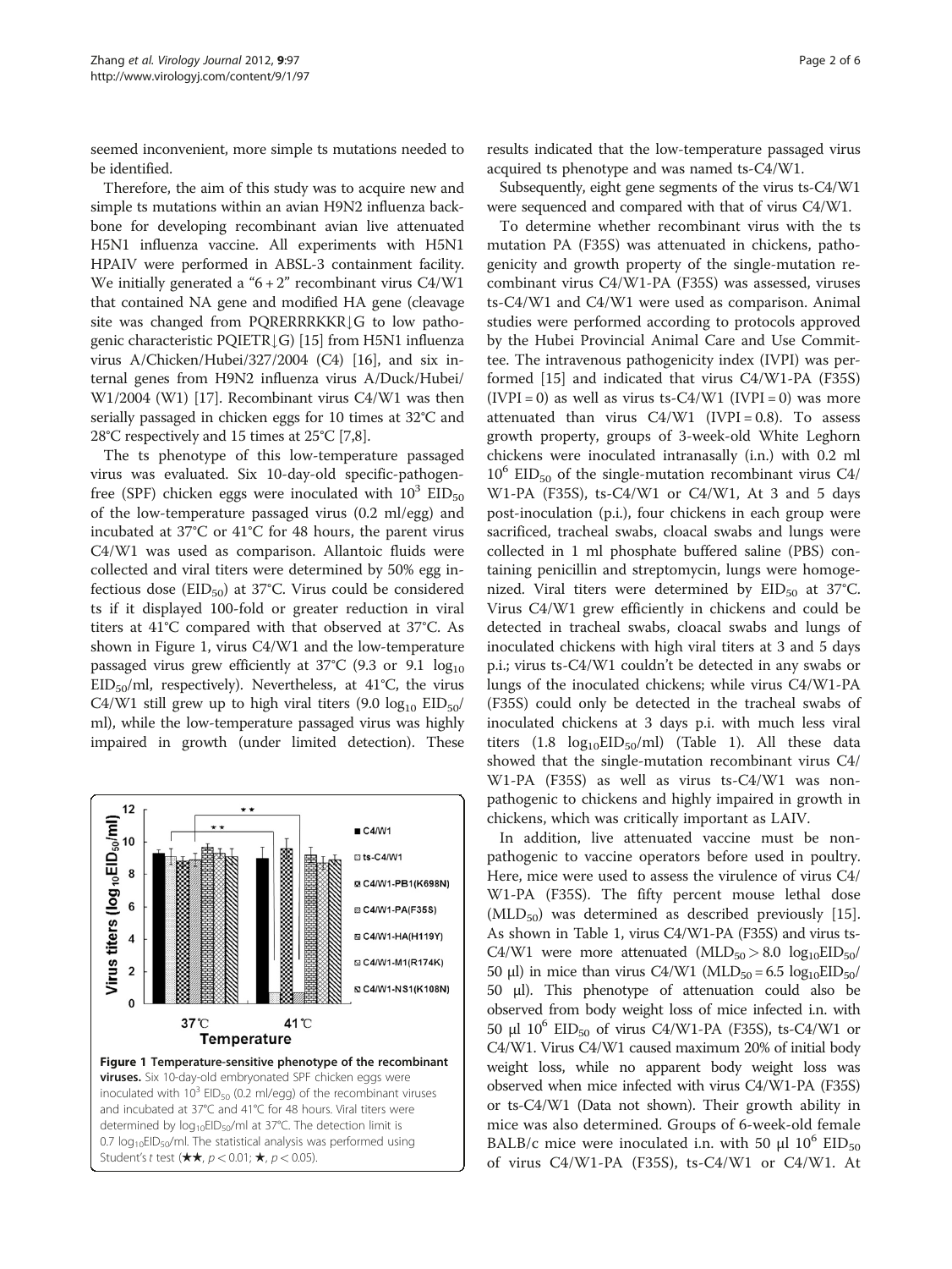seemed inconvenient, more simple ts mutations needed to be identified.

Therefore, the aim of this study was to acquire new and simple ts mutations within an avian H9N2 influenza backbone for developing recombinant avian live attenuated H5N1 influenza vaccine. All experiments with H5N1 HPAIV were performed in ABSL-3 containment facility. We initially generated a "6 + 2" recombinant virus C4/W1 that contained NA gene and modified HA gene (cleavage site was changed from PQRERRRKKR↓G to low pathogenic characteristic PQIETR↓G) [15] from H5N1 influenza virus A/Chicken/Hubei/327/2004 (C4) [16], and six internal genes from H9N2 influenza virus A/Duck/Hubei/W1/2004 (W1) [17]. Recombinant virus C4/W1 was then serially passaged in chicken eggs for 10 times at 32°C and 28°C respectively and 15 times at 25°C [7,8].

The ts phenotype of this low-temperature passaged virus was evaluated. Six 10-day-old specific-pathogen-free (SPF) chicken eggs were inoculated with $10^3$ $EID_{50}$ of the low-temperature passaged virus (0.2 ml/egg) and incubated at 37°C or 41°C for 48 hours, the parent virus C4/W1 was used as comparison. Allantoic fluids were collected and viral titers were determined by 50% egg infectious dose ($EID_{50}$) at 37°C. Virus could be considered ts if it displayed 100-fold or greater reduction in viral titers at 41°C compared with that observed at 37°C. As shown in Figure 1, virus C4/W1 and the low-temperature passaged virus grew efficiently at 37°C (9.3 or 9.1 $\log_{10}$ $EID_{50}$/ml, respectively). Nevertheless, at 41°C, the virus C4/W1 still grew up to high viral titers (9.0 $\log_{10}$ $EID_{50}$/ml), while the low-temperature passaged virus was highly impaired in growth (under limited detection). These results indicated that the low-temperature passaged virus acquired ts phenotype and was named ts-C4/W1.

**Figure 1 Temperature-sensitive phenotype of the recombinant viruses.** Six 10-day-old embryonated SPF chicken eggs were inoculated with $10^3$ $EID_{50}$ (0.2 ml/egg) of the recombinant viruses and incubated at 37°C and 41°C for 48 hours. Viral titers were determined by $\log_{10}EID_{50}$/ml at 37°C. The detection limit is 0.7 $\log_{10}EID_{50}$/ml. The statistical analysis was performed using Student's *t* test (★★, $p < 0.01$; ★, $p < 0.05$).

Subsequently, eight gene segments of the virus ts-C4/W1 were sequenced and compared with that of virus C4/W1.

To determine whether recombinant virus with the ts mutation PA (F35S) was attenuated in chickens, pathogenicity and growth property of the single-mutation recombinant virus C4/W1-PA (F35S) was assessed, viruses ts-C4/W1 and C4/W1 were used as comparison. Animal studies were performed according to protocols approved by the Hubei Provincial Animal Care and Use Committee. The intravenous pathogenicity index (IVPI) was performed [15] and indicated that virus C4/W1-PA (F35S) (IVPI = 0) as well as virus ts-C4/W1 (IVPI = 0) was more attenuated than virus C4/W1 (IVPI = 0.8). To assess growth property, groups of 3-week-old White Leghorn chickens were inoculated intranasally (i.n.) with 0.2 ml $10^6$ $EID_{50}$ of the single-mutation recombinant virus C4/W1-PA (F35S), ts-C4/W1 or C4/W1, At 3 and 5 days post-inoculation (p.i.), four chickens in each group were sacrificed, tracheal swabs, cloacal swabs and lungs were collected in 1 ml phosphate buffered saline (PBS) containing penicillin and streptomycin, lungs were homogenized. Viral titers were determined by $EID_{50}$ at 37°C. Virus C4/W1 grew efficiently in chickens and could be detected in tracheal swabs, cloacal swabs and lungs of inoculated chickens with high viral titers at 3 and 5 days p.i.; virus ts-C4/W1 couldn't be detected in any swabs or lungs of the inoculated chickens; while virus C4/W1-PA (F35S) could only be detected in the tracheal swabs of inoculated chickens at 3 days p.i. with much less viral titers (1.8 $\log_{10}EID_{50}$/ml) (Table 1). All these data showed that the single-mutation recombinant virus C4/W1-PA (F35S) as well as virus ts-C4/W1 was non-pathogenic to chickens and highly impaired in growth in chickens, which was critically important as LAIV.

In addition, live attenuated vaccine must be non-pathogenic to vaccine operators before used in poultry. Here, mice were used to assess the virulence of virus C4/W1-PA (F35S). The fifty percent mouse lethal dose ($MLD_{50}$) was determined as described previously [15]. As shown in Table 1, virus C4/W1-PA (F35S) and virus ts-C4/W1 were more attenuated ($MLD_{50} > 8.0$ $\log_{10}EID_{50}$/50 μl) in mice than virus C4/W1 ($MLD_{50} = 6.5$ $\log_{10}EID_{50}$/50 μl). This phenotype of attenuation could also be observed from body weight loss of mice infected i.n. with 50 μl $10^6$ $EID_{50}$ of virus C4/W1-PA (F35S), ts-C4/W1 or C4/W1. Virus C4/W1 caused maximum 20% of initial body weight loss, while no apparent body weight loss was observed when mice infected with virus C4/W1-PA (F35S) or ts-C4/W1 (Data not shown). Their growth ability in mice was also determined. Groups of 6-week-old female BALB/c mice were inoculated i.n. with 50 μl $10^6$ $EID_{50}$ of virus C4/W1-PA (F35S), ts-C4/W1 or C4/W1. At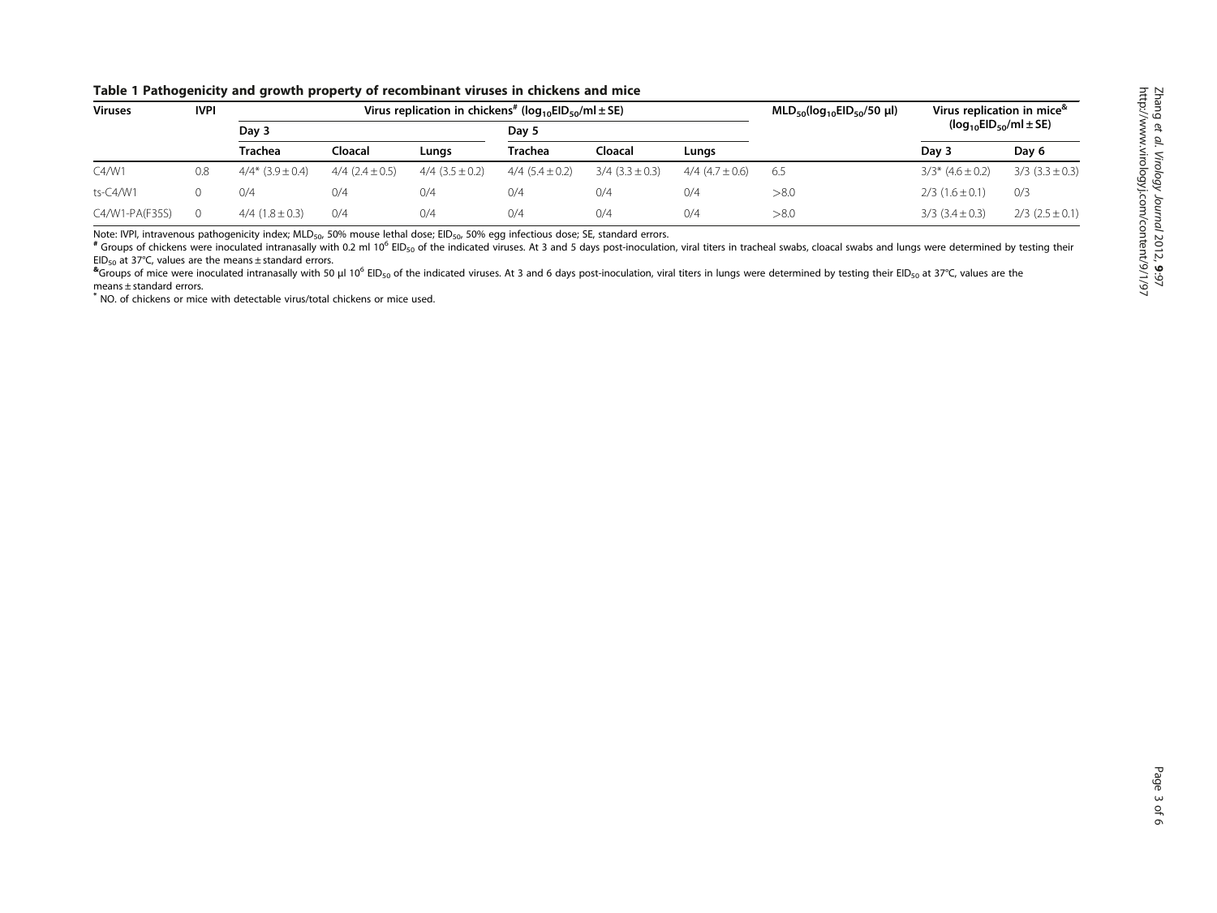**Table 1 Pathogenicity and growth property of recombinant viruses in chickens and mice**

| Viruses | IVPI | Virus replication in chickens[#] ($log_{10}EID_{50}/ml \pm SE$) | | | | | | $MLD_{50}(log_{10}EID_{50}/50\ \mu l)$ | Virus replication in mice[&] ($log_{10}EID_{50}/ml \pm SE$) | |
|---|---|---|---|---|---|---|---|---|---|---|
| | | Day 3 | | | Day 5 | | | | | |
| | | Trachea | Cloacal | Lungs | Trachea | Cloacal | Lungs | | Day 3 | Day 6 |
| C4/W1 | 0.8 | 4/4* (3.9 ± 0.4) | 4/4 (2.4 ± 0.5) | 4/4 (3.5 ± 0.2) | 4/4 (5.4 ± 0.2) | 3/4 (3.3 ± 0.3) | 4/4 (4.7 ± 0.6) | 6.5 | 3/3* (4.6 ± 0.2) | 3/3 (3.3 ± 0.3) |
| ts-C4/W1 | 0 | 0/4 | 0/4 | 0/4 | 0/4 | 0/4 | 0/4 | >8.0 | 2/3 (1.6 ± 0.1) | 0/3 |
| C4/W1-PA(F35S) | 0 | 4/4 (1.8 ± 0.3) | 0/4 | 0/4 | 0/4 | 0/4 | 0/4 | >8.0 | 3/3 (3.4 ± 0.3) | 2/3 (2.5 ± 0.1) |

Note: IVPI, intravenous pathogenicity index; $MLD_{50}$, 50% mouse lethal dose; $EID_{50}$, 50% egg infectious dose; SE, standard errors.

[#] Groups of chickens were inoculated intranasally with 0.2 ml $10^6$ $EID_{50}$ of the indicated viruses. At 3 and 5 days post-inoculation, viral titers in tracheal swabs, cloacal swabs and lungs were determined by testing their $EID_{50}$ at 37°C, values are the means ± standard errors.

[&] Groups of mice were inoculated intranasally with 50 μl $10^6$ $EID_{50}$ of the indicated viruses. At 3 and 6 days post-inoculation, viral titers in lungs were determined by testing their $EID_{50}$ at 37°C, values are the means ± standard errors.

[*] NO. of chickens or mice with detectable virus/total chickens or mice used.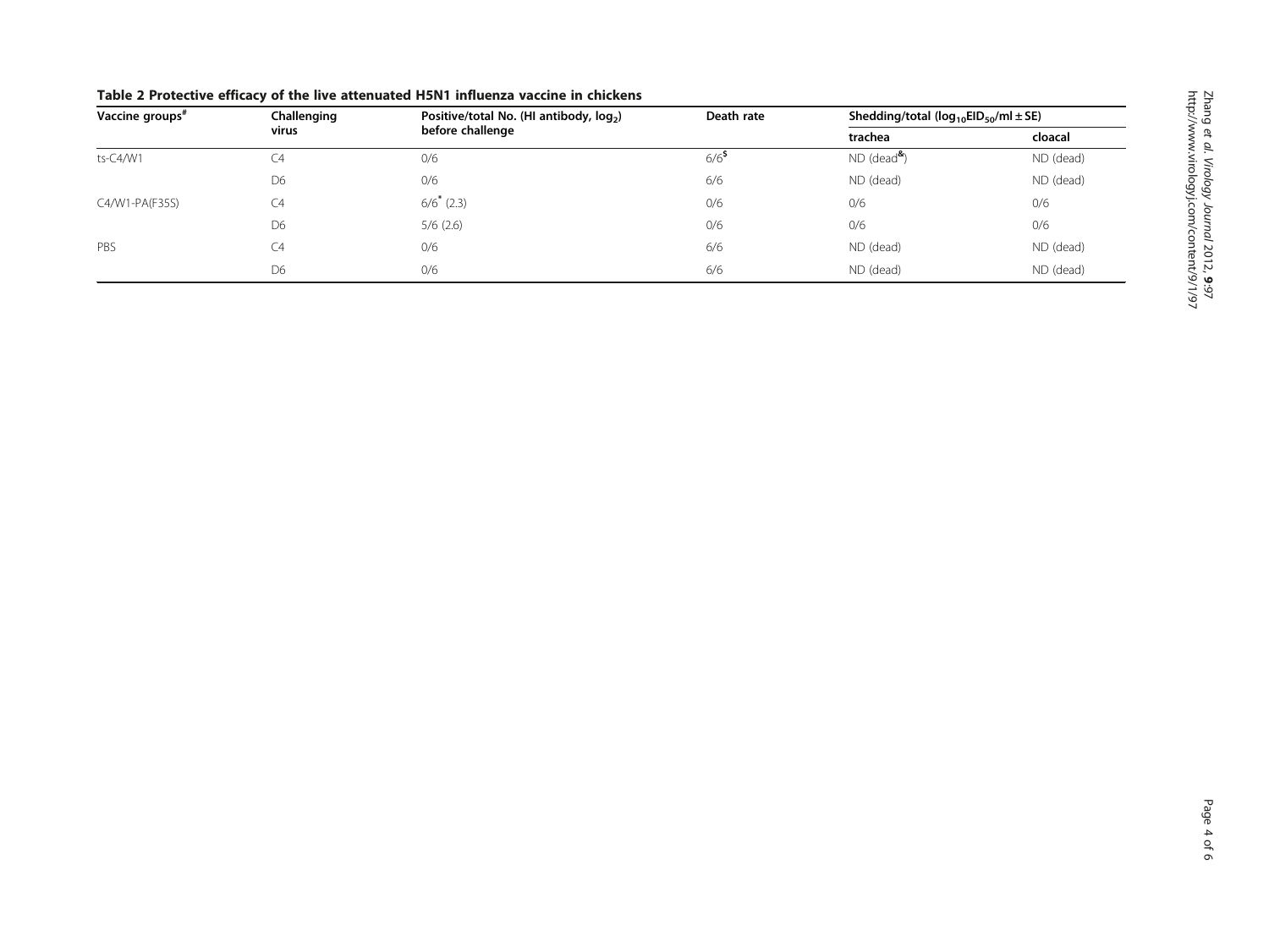**Table 2 Protective efficacy of the live attenuated H5N1 influenza vaccine in chickens**

| Vaccine groups[#] | Challenging virus | Positive/total No. (HI antibody, $log_2$) before challenge | Death rate | Shedding/total ($log_{10}EID_{50}$/ml ± SE) | |
|---|---|---|---|---|---|
| | | | | trachea | cloacal |
| ts-C4/W1 | C4 | 0/6 | 6/6[$] | ND (dead[&]) | ND (dead) |
| | D6 | 0/6 | 6/6 | ND (dead) | ND (dead) |
| C4/W1-PA(F35S) | C4 | 6/6[*] (2.3) | 0/6 | 0/6 | 0/6 |
| | D6 | 5/6 (2.6) | 0/6 | 0/6 | 0/6 |
| PBS | C4 | 0/6 | 6/6 | ND (dead) | ND (dead) |
| | D6 | 0/6 | 6/6 | ND (dead) | ND (dead) |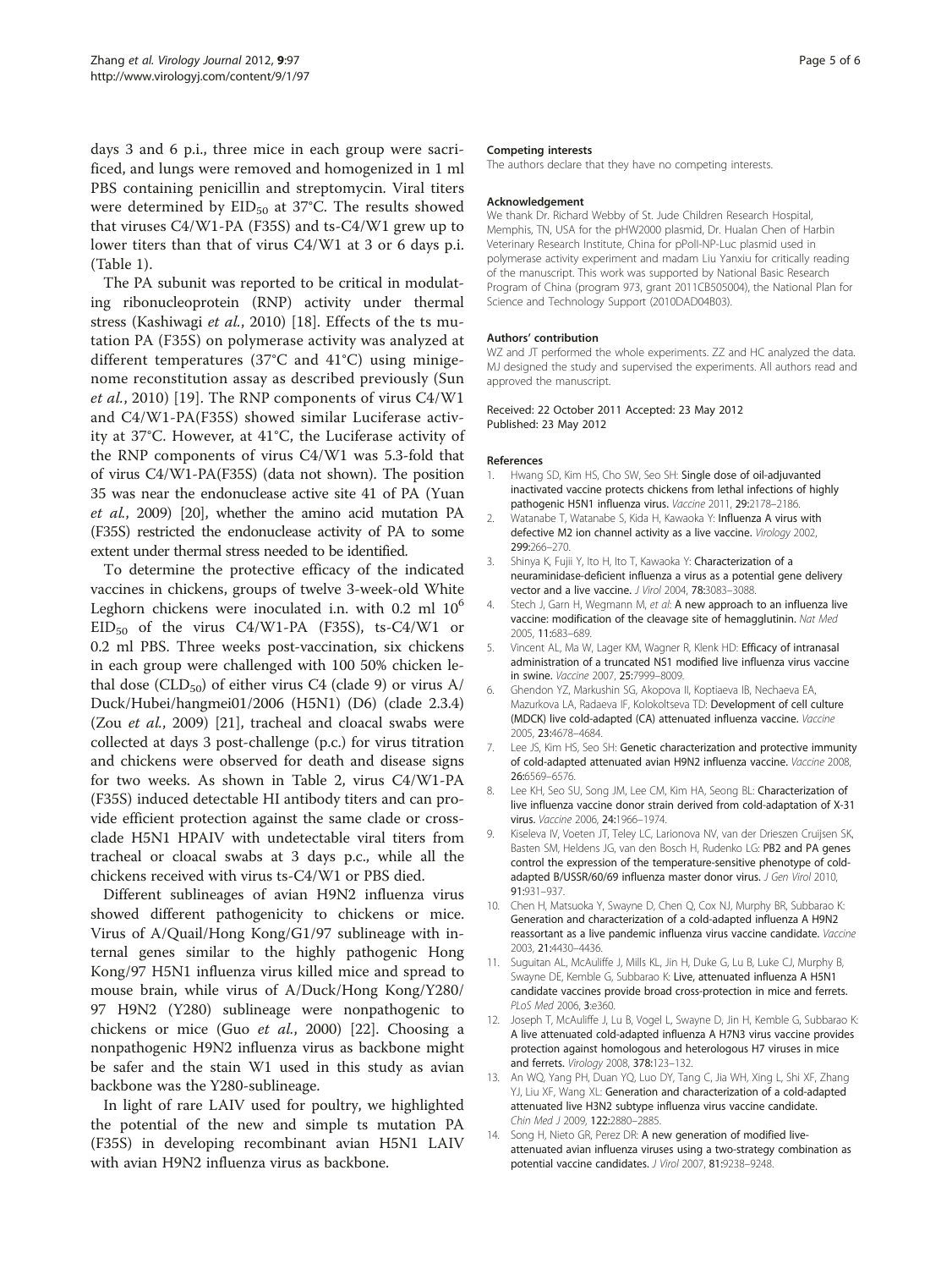days 3 and 6 p.i., three mice in each group were sacrificed, and lungs were removed and homogenized in 1 ml PBS containing penicillin and streptomycin. Viral titers were determined by $EID_{50}$ at 37°C. The results showed that viruses C4/W1-PA (F35S) and ts-C4/W1 grew up to lower titers than that of virus C4/W1 at 3 or 6 days p.i. (Table 1).

The PA subunit was reported to be critical in modulating ribonucleoprotein (RNP) activity under thermal stress (Kashiwagi *et al.*, 2010) [18]. Effects of the ts mutation PA (F35S) on polymerase activity was analyzed at different temperatures (37°C and 41°C) using minigenome reconstitution assay as described previously (Sun *et al.*, 2010) [19]. The RNP components of virus C4/W1 and C4/W1-PA(F35S) showed similar Luciferase activity at 37°C. However, at 41°C, the Luciferase activity of the RNP components of virus C4/W1 was 5.3-fold that of virus C4/W1-PA(F35S) (data not shown). The position 35 was near the endonuclease active site 41 of PA (Yuan *et al.*, 2009) [20], whether the amino acid mutation PA (F35S) restricted the endonuclease activity of PA to some extent under thermal stress needed to be identified.

To determine the protective efficacy of the indicated vaccines in chickens, groups of twelve 3-week-old White Leghorn chickens were inoculated i.n. with 0.2 ml $10^6$ $EID_{50}$ of the virus C4/W1-PA (F35S), ts-C4/W1 or 0.2 ml PBS. Three weeks post-vaccination, six chickens in each group were challenged with 100 50% chicken lethal dose ($CLD_{50}$) of either virus C4 (clade 9) or virus A/Duck/Hubei/hangmei01/2006 (H5N1) (D6) (clade 2.3.4) (Zou *et al.*, 2009) [21], tracheal and cloacal swabs were collected at days 3 post-challenge (p.c.) for virus titration and chickens were observed for death and disease signs for two weeks. As shown in Table 2, virus C4/W1-PA (F35S) induced detectable HI antibody titers and can provide efficient protection against the same clade or cross-clade H5N1 HPAIV with undetectable viral titers from tracheal or cloacal swabs at 3 days p.c., while all the chickens received with virus ts-C4/W1 or PBS died.

Different sublineages of avian H9N2 influenza virus showed different pathogenicity to chickens or mice. Virus of A/Quail/Hong Kong/G1/97 sublineage with internal genes similar to the highly pathogenic Hong Kong/97 H5N1 influenza virus killed mice and spread to mouse brain, while virus of A/Duck/Hong Kong/Y280/97 H9N2 (Y280) sublineage were nonpathogenic to chickens or mice (Guo *et al.*, 2000) [22]. Choosing a nonpathogenic H9N2 influenza virus as backbone might be safer and the stain W1 used in this study as avian backbone was the Y280-sublineage.

In light of rare LAIV used for poultry, we highlighted the potential of the new and simple ts mutation PA (F35S) in developing recombinant avian H5N1 LAIV with avian H9N2 influenza virus as backbone.

#### Competing interests

The authors declare that they have no competing interests.

#### Acknowledgement

We thank Dr. Richard Webby of St. Jude Children Research Hospital, Memphis, TN, USA for the pHW2000 plasmid, Dr. Hualan Chen of Harbin Veterinary Research Institute, China for pPolI-NP-Luc plasmid used in polymerase activity experiment and madam Liu Yanxiu for critically reading of the manuscript. This work was supported by National Basic Research Program of China (program 973, grant 2011CB505004), the National Plan for Science and Technology Support (2010DAD04B03).

#### Authors' contribution

WZ and JT performed the whole experiments. ZZ and HC analyzed the data. MJ designed the study and supervised the experiments. All authors read and approved the manuscript.

Received: 22 October 2011 Accepted: 23 May 2012
Published: 23 May 2012

#### References

1. Hwang SD, Kim HS, Cho SW, Seo SH: **Single dose of oil-adjuvanted inactivated vaccine protects chickens from lethal infections of highly pathogenic H5N1 influenza virus.** *Vaccine* 2011, **29:**2178–2186.
2. Watanabe T, Watanabe S, Kida H, Kawaoka Y: **Influenza A virus with defective M2 ion channel activity as a live vaccine.** *Virology* 2002, **299:**266–270.
3. Shinya K, Fujii Y, Ito H, Ito T, Kawaoka Y: **Characterization of a neuraminidase-deficient influenza a virus as a potential gene delivery vector and a live vaccine.** *J Virol* 2004, **78:**3083–3088.
4. Stech J, Garn H, Wegmann M, *et al*: **A new approach to an influenza live vaccine: modification of the cleavage site of hemagglutinin.** *Nat Med* 2005, **11:**683–689.
5. Vincent AL, Ma W, Lager KM, Wagner R, Klenk HD: **Efficacy of intranasal administration of a truncated NS1 modified live influenza virus vaccine in swine.** *Vaccine* 2007, **25:**7999–8009.
6. Ghendon YZ, Markushin SG, Akopova II, Koptiaeva IB, Nechaeva EA, Mazurkova LA, Radaeva IF, Kolokoltseva TD: **Development of cell culture (MDCK) live cold-adapted (CA) attenuated influenza vaccine.** *Vaccine* 2005, **23:**4678–4684.
7. Lee JS, Kim HS, Seo SH: **Genetic characterization and protective immunity of cold-adapted attenuated avian H9N2 influenza vaccine.** *Vaccine* 2008, **26:**6569–6576.
8. Lee KH, Seo SU, Song JM, Lee CM, Kim HA, Seong BL: **Characterization of live influenza vaccine donor strain derived from cold-adaptation of X-31 virus.** *Vaccine* 2006, **24:**1966–1974.
9. Kiseleva IV, Voeten JT, Teley LC, Larionova NV, van der Drieszen Cruijsen SK, Basten SM, Heldens JG, van den Bosch H, Rudenko LG: **PB2 and PA genes control the expression of the temperature-sensitive phenotype of cold-adapted B/USSR/60/69 influenza master donor virus.** *J Gen Virol* 2010, **91:**931–937.
10. Chen H, Matsuoka Y, Swayne D, Chen Q, Cox NJ, Murphy BR, Subbarao K: **Generation and characterization of a cold-adapted influenza A H9N2 reassortant as a live pandemic influenza virus vaccine candidate.** *Vaccine* 2003, **21:**4430–4436.
11. Suguitan AL, McAuliffe J, Mills KL, Jin H, Duke G, Lu B, Luke CJ, Murphy B, Swayne DE, Kemble G, Subbarao K: **Live, attenuated influenza A H5N1 candidate vaccines provide broad cross-protection in mice and ferrets.** *PLoS Med* 2006, **3:**e360.
12. Joseph T, McAuliffe J, Lu B, Vogel L, Swayne D, Jin H, Kemble G, Subbarao K: **A live attenuated cold-adapted influenza A H7N3 virus vaccine provides protection against homologous and heterologous H7 viruses in mice and ferrets.** *Virology* 2008, **378:**123–132.
13. An WQ, Yang PH, Duan YQ, Luo DY, Tang C, Jia WH, Xing L, Shi XF, Zhang YJ, Liu XF, Wang XL: **Generation and characterization of a cold-adapted attenuated live H3N2 subtype influenza virus vaccine candidate.** *Chin Med J* 2009, **122:**2880–2885.
14. Song H, Nieto GR, Perez DR: **A new generation of modified live-attenuated avian influenza viruses using a two-strategy combination as potential vaccine candidates.** *J Virol* 2007, **81:**9238–9248.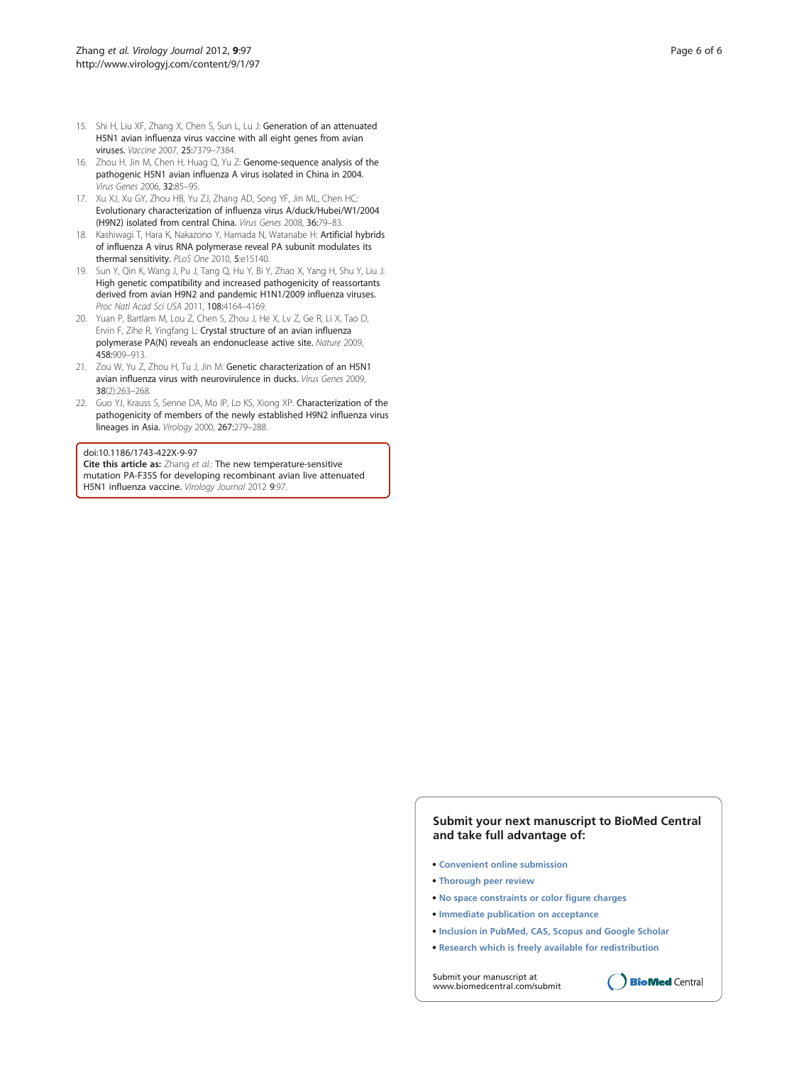15. Shi H, Liu XF, Zhang X, Chen S, Sun L, Lu J: **Generation of an attenuated H5N1 avian influenza virus vaccine with all eight genes from avian viruses.** *Vaccine* 2007, **25**:7379–7384.
16. Zhou H, Jin M, Chen H, Huag Q, Yu Z: **Genome-sequence analysis of the pathogenic H5N1 avian influenza A virus isolated in China in 2004.** *Virus Genes* 2006, **32**:85–95.
17. Xu XJ, Xu GY, Zhou HB, Yu ZJ, Zhang AD, Song YF, Jin ML, Chen HC: **Evolutionary characterization of influenza virus A/duck/Hubei/W1/2004 (H9N2) isolated from central China.** *Virus Genes* 2008, **36**:79–83.
18. Kashiwagi T, Hara K, Nakazono Y, Hamada N, Watanabe H: **Artificial hybrids of influenza A virus RNA polymerase reveal PA subunit modulates its thermal sensitivity.** *PLoS One* 2010, **5**:e15140.
19. Sun Y, Qin K, Wang J, Pu J, Tang Q, Hu Y, Bi Y, Zhao X, Yang H, Shu Y, Liu J: **High genetic compatibility and increased pathogenicity of reassortants derived from avian H9N2 and pandemic H1N1/2009 influenza viruses.** *Proc Natl Acad Sci USA* 2011, **108**:4164–4169.
20. Yuan P, Bartlam M, Lou Z, Chen S, Zhou J, He X, Lv Z, Ge R, Li X, Tao D, Ervin F, Zihe R, Yingfang L: **Crystal structure of an avian influenza polymerase PA(N) reveals an endonuclease active site.** *Nature* 2009, **458**:909–913.
21. Zou W, Yu Z, Zhou H, Tu J, Jin M: **Genetic characterization of an H5N1 avian influenza virus with neurovirulence in ducks.** *Virus Genes* 2009, **38**(2):263–268.
22. Guo YJ, Krauss S, Senne DA, Mo IP, Lo KS, Xiong XP: **Characterization of the pathogenicity of members of the newly established H9N2 influenza virus lineages in Asia.** *Virology* 2000, **267**:279–288.

doi:10.1186/1743-422X-9-97
**Cite this article as:** Zhang *et al.*: The new temperature-sensitive mutation PA-F35S for developing recombinant avian live attenuated H5N1 influenza vaccine. *Virology Journal* 2012 **9**:97.

**Submit your next manuscript to BioMed Central and take full advantage of:**

- Convenient online submission
- Thorough peer review
- No space constraints or color figure charges
- Immediate publication on acceptance
- Inclusion in PubMed, CAS, Scopus and Google Scholar
- Research which is freely available for redistribution

Submit your manuscript at
www.biomedcentral.com/submit

BioMed Central